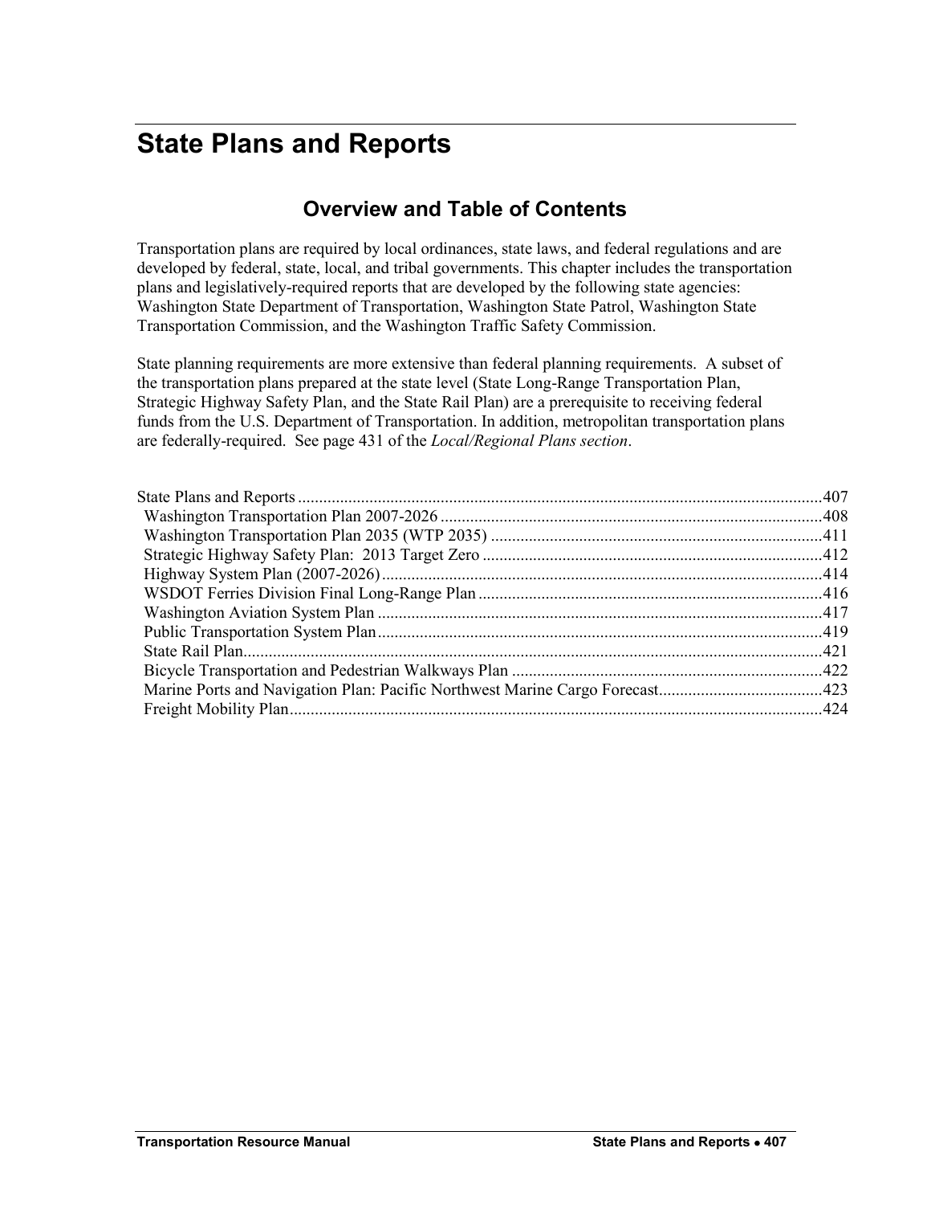# State Plans and Reports

## Overview and Table of Contents

Transportation plans are required by local ordinances, state laws, and federal regulations and are developed by federal, state, local, and tribal governments. This chapter includes the transportation plans and legislatively-required reports that are developed by the following state agencies: Washington State Department of Transportation, Washington State Patrol, Washington State Transportation Commission, and the Washington Traffic Safety Commission.

State planning requirements are more extensive than federal planning requirements. A subset of the transportation plans prepared at the state level (State Long-Range Transportation Plan, Strategic Highway Safety Plan, and the State Rail Plan) are a prerequisite to receiving federal funds from the U.S. Department of Transportation. In addition, metropolitan transportation plans are federally-required. See page 431 of the *Local/Regional Plans section*.

State Plans and Reports ............................................................................................................407
- Washington Transportation Plan 2007-2026 ..........................................................................408
- Washington Transportation Plan 2035 (WTP 2035) ..............................................................411
- Strategic Highway Safety Plan: 2013 Target Zero ................................................................412
- Highway System Plan (2007-2026) ........................................................................................414
- WSDOT Ferries Division Final Long-Range Plan .................................................................416
- Washington Aviation System Plan .........................................................................................417
- Public Transportation System Plan .........................................................................................419
- State Rail Plan .........................................................................................................................421
- Bicycle Transportation and Pedestrian Walkways Plan .........................................................422
- Marine Ports and Navigation Plan: Pacific Northwest Marine Cargo Forecast .......................423
- Freight Mobility Plan ..............................................................................................................424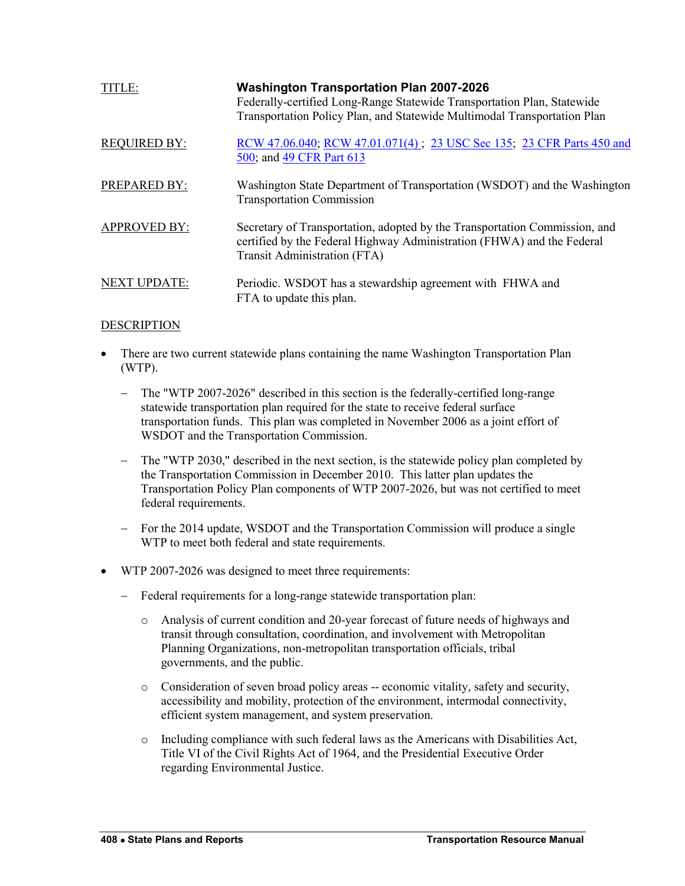TITLE: **Washington Transportation Plan 2007-2026**
Federally-certified Long-Range Statewide Transportation Plan, Statewide Transportation Policy Plan, and Statewide Multimodal Transportation Plan

REQUIRED BY: RCW 47.06.040; RCW 47.01.071(4) ; 23 USC Sec 135; 23 CFR Parts 450 and 500; and 49 CFR Part 613

PREPARED BY: Washington State Department of Transportation (WSDOT) and the Washington Transportation Commission

APPROVED BY: Secretary of Transportation, adopted by the Transportation Commission, and certified by the Federal Highway Administration (FHWA) and the Federal Transit Administration (FTA)

NEXT UPDATE: Periodic. WSDOT has a stewardship agreement with FHWA and FTA to update this plan.

DESCRIPTION

- There are two current statewide plans containing the name Washington Transportation Plan (WTP).
  - The "WTP 2007-2026" described in this section is the federally-certified long-range statewide transportation plan required for the state to receive federal surface transportation funds. This plan was completed in November 2006 as a joint effort of WSDOT and the Transportation Commission.
  - The "WTP 2030," described in the next section, is the statewide policy plan completed by the Transportation Commission in December 2010. This latter plan updates the Transportation Policy Plan components of WTP 2007-2026, but was not certified to meet federal requirements.
  - For the 2014 update, WSDOT and the Transportation Commission will produce a single WTP to meet both federal and state requirements.
- WTP 2007-2026 was designed to meet three requirements:
  - Federal requirements for a long-range statewide transportation plan:
    - Analysis of current condition and 20-year forecast of future needs of highways and transit through consultation, coordination, and involvement with Metropolitan Planning Organizations, non-metropolitan transportation officials, tribal governments, and the public.
    - Consideration of seven broad policy areas -- economic vitality, safety and security, accessibility and mobility, protection of the environment, intermodal connectivity, efficient system management, and system preservation.
    - Including compliance with such federal laws as the Americans with Disabilities Act, Title VI of the Civil Rights Act of 1964, and the Presidential Executive Order regarding Environmental Justice.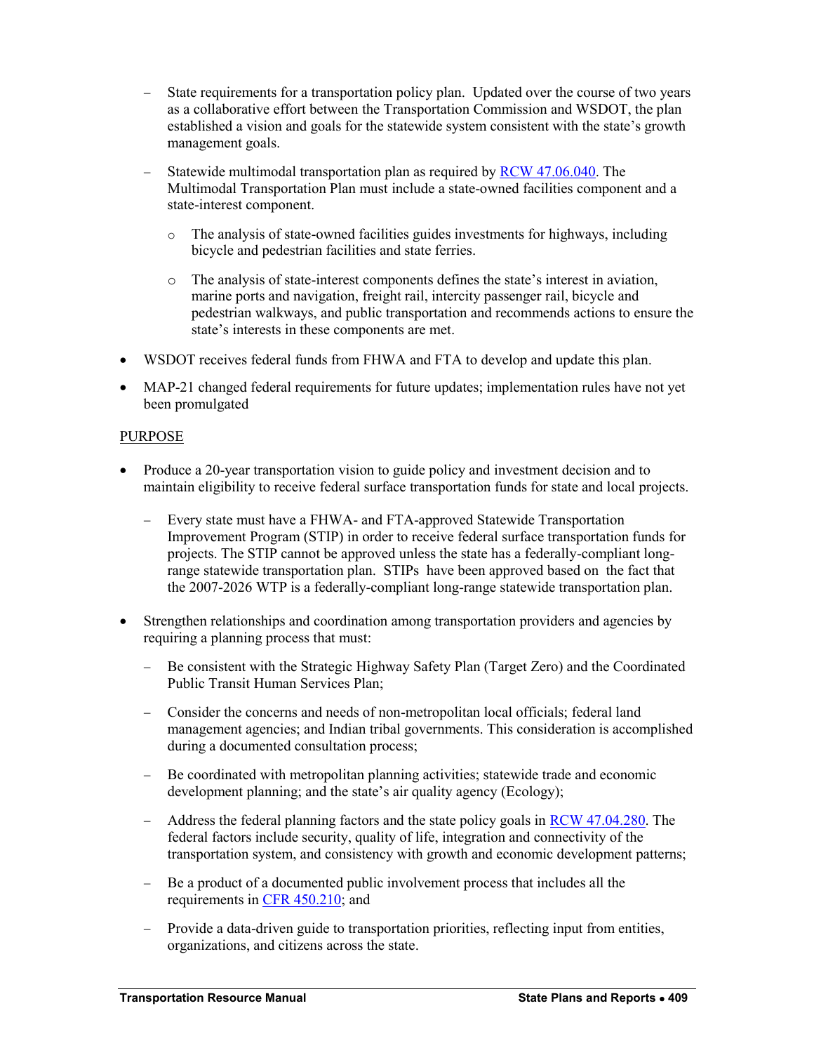- State requirements for a transportation policy plan. Updated over the course of two years as a collaborative effort between the Transportation Commission and WSDOT, the plan established a vision and goals for the statewide system consistent with the state's growth management goals.
  - Statewide multimodal transportation plan as required by RCW 47.06.040. The Multimodal Transportation Plan must include a state-owned facilities component and a state-interest component.
    - The analysis of state-owned facilities guides investments for highways, including bicycle and pedestrian facilities and state ferries.
    - The analysis of state-interest components defines the state's interest in aviation, marine ports and navigation, freight rail, intercity passenger rail, bicycle and pedestrian walkways, and public transportation and recommends actions to ensure the state's interests in these components are met.

- WSDOT receives federal funds from FHWA and FTA to develop and update this plan.
- MAP-21 changed federal requirements for future updates; implementation rules have not yet been promulgated

PURPOSE

- Produce a 20-year transportation vision to guide policy and investment decision and to maintain eligibility to receive federal surface transportation funds for state and local projects.
  - Every state must have a FHWA- and FTA-approved Statewide Transportation Improvement Program (STIP) in order to receive federal surface transportation funds for projects. The STIP cannot be approved unless the state has a federally-compliant long-range statewide transportation plan. STIPs have been approved based on the fact that the 2007-2026 WTP is a federally-compliant long-range statewide transportation plan.
- Strengthen relationships and coordination among transportation providers and agencies by requiring a planning process that must:
  - Be consistent with the Strategic Highway Safety Plan (Target Zero) and the Coordinated Public Transit Human Services Plan;
  - Consider the concerns and needs of non-metropolitan local officials; federal land management agencies; and Indian tribal governments. This consideration is accomplished during a documented consultation process;
  - Be coordinated with metropolitan planning activities; statewide trade and economic development planning; and the state's air quality agency (Ecology);
  - Address the federal planning factors and the state policy goals in RCW 47.04.280. The federal factors include security, quality of life, integration and connectivity of the transportation system, and consistency with growth and economic development patterns;
  - Be a product of a documented public involvement process that includes all the requirements in CFR 450.210; and
  - Provide a data-driven guide to transportation priorities, reflecting input from entities, organizations, and citizens across the state.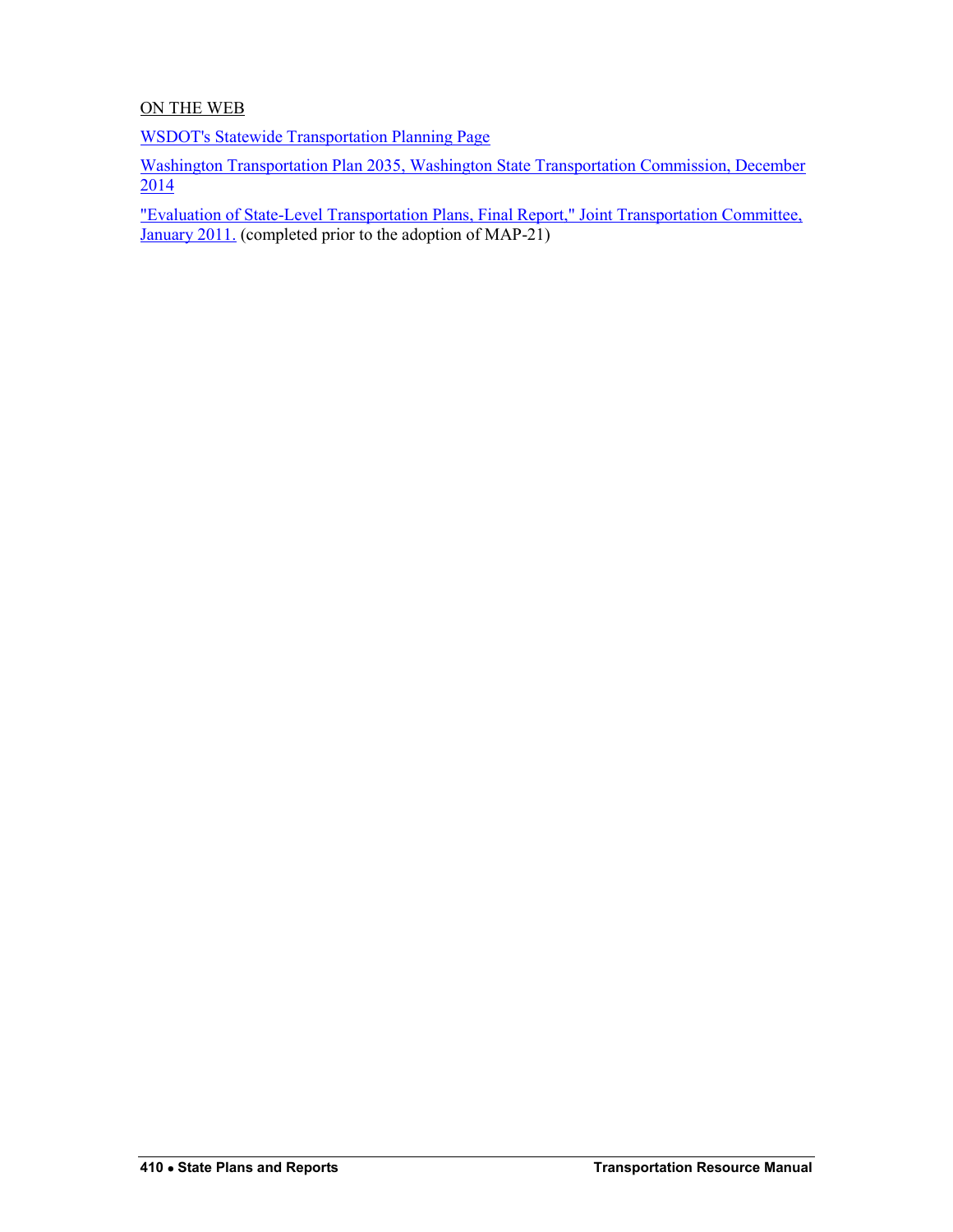ON THE WEB

WSDOT's Statewide Transportation Planning Page

Washington Transportation Plan 2035, Washington State Transportation Commission, December 2014

"Evaluation of State-Level Transportation Plans, Final Report," Joint Transportation Committee, January 2011. (completed prior to the adoption of MAP-21)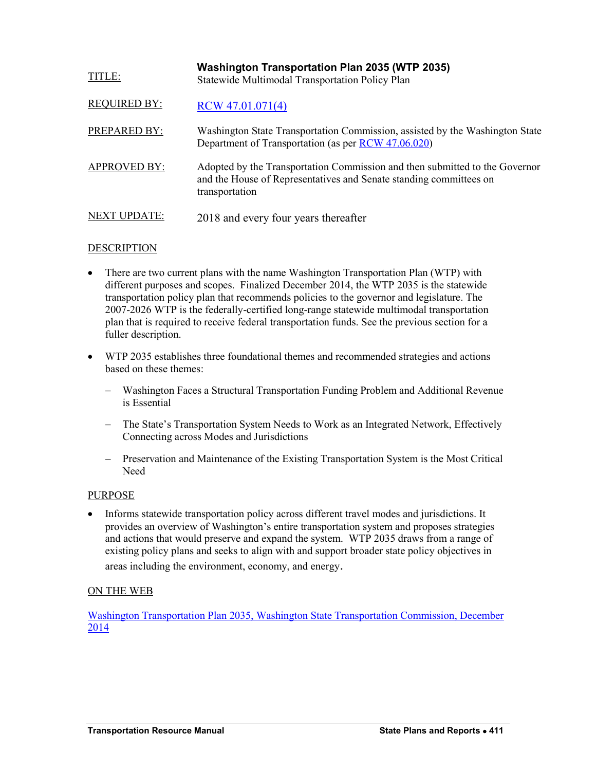| | |
|---|---|
| TITLE: | **Washington Transportation Plan 2035 (WTP 2035)** Statewide Multimodal Transportation Policy Plan |
| REQUIRED BY: | [RCW 47.01.071(4)]() |
| PREPARED BY: | Washington State Transportation Commission, assisted by the Washington State Department of Transportation (as per [RCW 47.06.020]()) |
| APPROVED BY: | Adopted by the Transportation Commission and then submitted to the Governor and the House of Representatives and Senate standing committees on transportation |
| NEXT UPDATE: | 2018 and every four years thereafter |

## DESCRIPTION

- There are two current plans with the name Washington Transportation Plan (WTP) with different purposes and scopes. Finalized December 2014, the WTP 2035 is the statewide transportation policy plan that recommends policies to the governor and legislature. The 2007-2026 WTP is the federally-certified long-range statewide multimodal transportation plan that is required to receive federal transportation funds. See the previous section for a fuller description.
- WTP 2035 establishes three foundational themes and recommended strategies and actions based on these themes:
  - Washington Faces a Structural Transportation Funding Problem and Additional Revenue is Essential
  - The State's Transportation System Needs to Work as an Integrated Network, Effectively Connecting across Modes and Jurisdictions
  - Preservation and Maintenance of the Existing Transportation System is the Most Critical Need

## PURPOSE

- Informs statewide transportation policy across different travel modes and jurisdictions. It provides an overview of Washington's entire transportation system and proposes strategies and actions that would preserve and expand the system. WTP 2035 draws from a range of existing policy plans and seeks to align with and support broader state policy objectives in areas including the environment, economy, and energy.

## ON THE WEB

[Washington Transportation Plan 2035, Washington State Transportation Commission, December 2014]()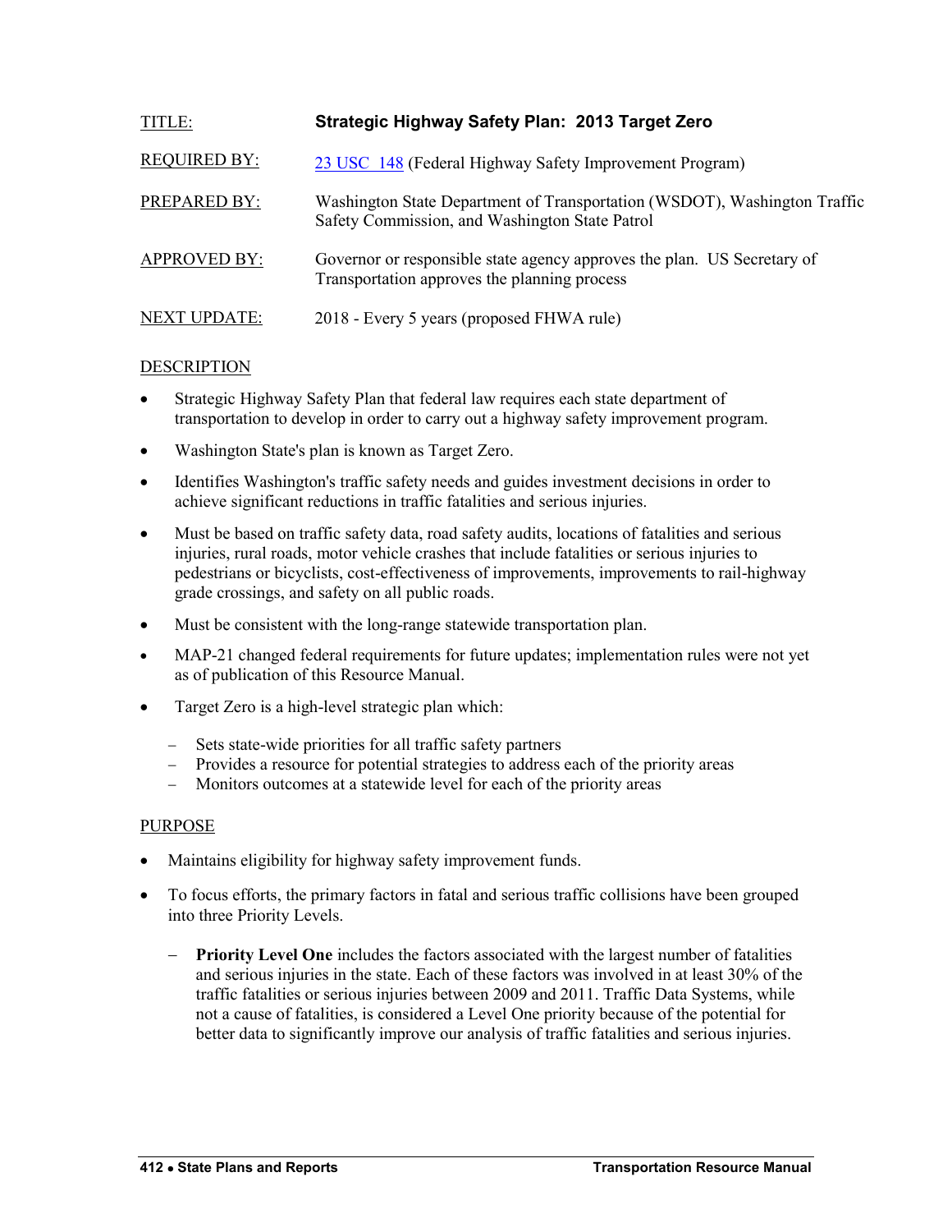TITLE: **Strategic Highway Safety Plan: 2013 Target Zero**

REQUIRED BY: 23 USC 148 (Federal Highway Safety Improvement Program)

PREPARED BY: Washington State Department of Transportation (WSDOT), Washington Traffic Safety Commission, and Washington State Patrol

APPROVED BY: Governor or responsible state agency approves the plan. US Secretary of Transportation approves the planning process

NEXT UPDATE: 2018 - Every 5 years (proposed FHWA rule)

DESCRIPTION

- Strategic Highway Safety Plan that federal law requires each state department of transportation to develop in order to carry out a highway safety improvement program.
- Washington State's plan is known as Target Zero.
- Identifies Washington's traffic safety needs and guides investment decisions in order to achieve significant reductions in traffic fatalities and serious injuries.
- Must be based on traffic safety data, road safety audits, locations of fatalities and serious injuries, rural roads, motor vehicle crashes that include fatalities or serious injuries to pedestrians or bicyclists, cost-effectiveness of improvements, improvements to rail-highway grade crossings, and safety on all public roads.
- Must be consistent with the long-range statewide transportation plan.
- MAP-21 changed federal requirements for future updates; implementation rules were not yet as of publication of this Resource Manual.
- Target Zero is a high-level strategic plan which:
  - Sets state-wide priorities for all traffic safety partners
  - Provides a resource for potential strategies to address each of the priority areas
  - Monitors outcomes at a statewide level for each of the priority areas

PURPOSE

- Maintains eligibility for highway safety improvement funds.
- To focus efforts, the primary factors in fatal and serious traffic collisions have been grouped into three Priority Levels.
  - **Priority Level One** includes the factors associated with the largest number of fatalities and serious injuries in the state. Each of these factors was involved in at least 30% of the traffic fatalities or serious injuries between 2009 and 2011. Traffic Data Systems, while not a cause of fatalities, is considered a Level One priority because of the potential for better data to significantly improve our analysis of traffic fatalities and serious injuries.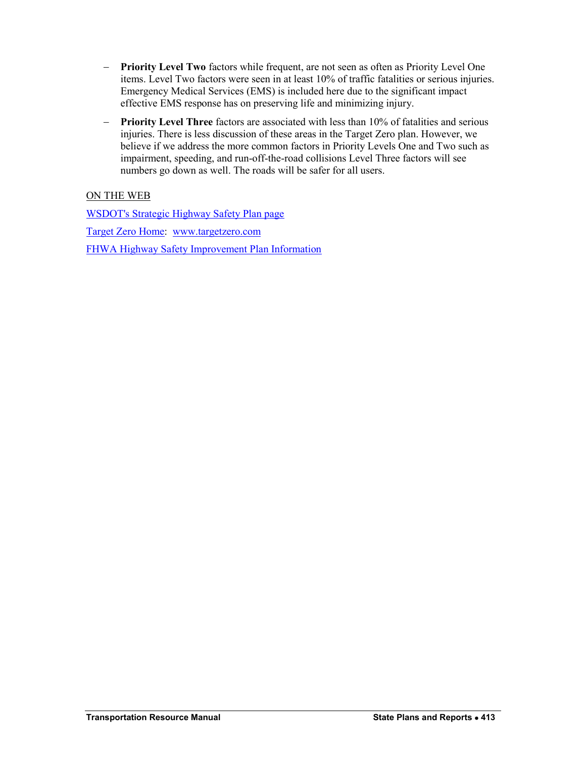- **Priority Level Two** factors while frequent, are not seen as often as Priority Level One items. Level Two factors were seen in at least 10% of traffic fatalities or serious injuries. Emergency Medical Services (EMS) is included here due to the significant impact effective EMS response has on preserving life and minimizing injury.

- **Priority Level Three** factors are associated with less than 10% of fatalities and serious injuries. There is less discussion of these areas in the Target Zero plan. However, we believe if we address the more common factors in Priority Levels One and Two such as impairment, speeding, and run-off-the-road collisions Level Three factors will see numbers go down as well. The roads will be safer for all users.

ON THE WEB

WSDOT's Strategic Highway Safety Plan page

Target Zero Home: www.targetzero.com

FHWA Highway Safety Improvement Plan Information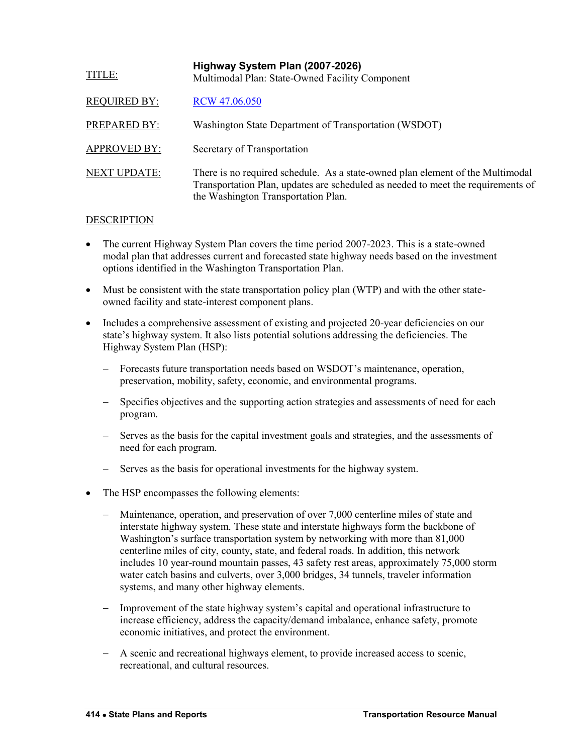| | |
|---|---|
| TITLE: | **Highway System Plan (2007-2026)**<br>Multimodal Plan: State-Owned Facility Component |
| REQUIRED BY: | [RCW 47.06.050]() |
| PREPARED BY: | Washington State Department of Transportation (WSDOT) |
| APPROVED BY: | Secretary of Transportation |
| NEXT UPDATE: | There is no required schedule. As a state-owned plan element of the Multimodal Transportation Plan, updates are scheduled as needed to meet the requirements of the Washington Transportation Plan. |

DESCRIPTION

- The current Highway System Plan covers the time period 2007-2023. This is a state-owned modal plan that addresses current and forecasted state highway needs based on the investment options identified in the Washington Transportation Plan.
- Must be consistent with the state transportation policy plan (WTP) and with the other state-owned facility and state-interest component plans.
- Includes a comprehensive assessment of existing and projected 20-year deficiencies on our state's highway system. It also lists potential solutions addressing the deficiencies. The Highway System Plan (HSP):
  - Forecasts future transportation needs based on WSDOT's maintenance, operation, preservation, mobility, safety, economic, and environmental programs.
  - Specifies objectives and the supporting action strategies and assessments of need for each program.
  - Serves as the basis for the capital investment goals and strategies, and the assessments of need for each program.
  - Serves as the basis for operational investments for the highway system.
- The HSP encompasses the following elements:
  - Maintenance, operation, and preservation of over 7,000 centerline miles of state and interstate highway system. These state and interstate highways form the backbone of Washington's surface transportation system by networking with more than 81,000 centerline miles of city, county, state, and federal roads. In addition, this network includes 10 year-round mountain passes, 43 safety rest areas, approximately 75,000 storm water catch basins and culverts, over 3,000 bridges, 34 tunnels, traveler information systems, and many other highway elements.
  - Improvement of the state highway system's capital and operational infrastructure to increase efficiency, address the capacity/demand imbalance, enhance safety, promote economic initiatives, and protect the environment.
  - A scenic and recreational highways element, to provide increased access to scenic, recreational, and cultural resources.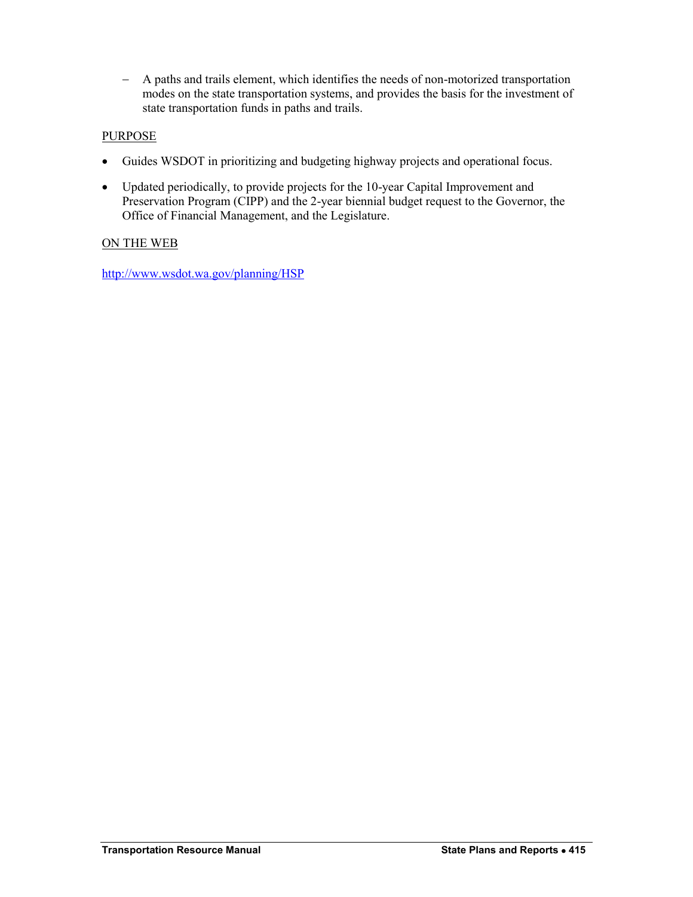- A paths and trails element, which identifies the needs of non-motorized transportation modes on the state transportation systems, and provides the basis for the investment of state transportation funds in paths and trails.

PURPOSE

- Guides WSDOT in prioritizing and budgeting highway projects and operational focus.
- Updated periodically, to provide projects for the 10-year Capital Improvement and Preservation Program (CIPP) and the 2-year biennial budget request to the Governor, the Office of Financial Management, and the Legislature.

ON THE WEB

http://www.wsdot.wa.gov/planning/HSP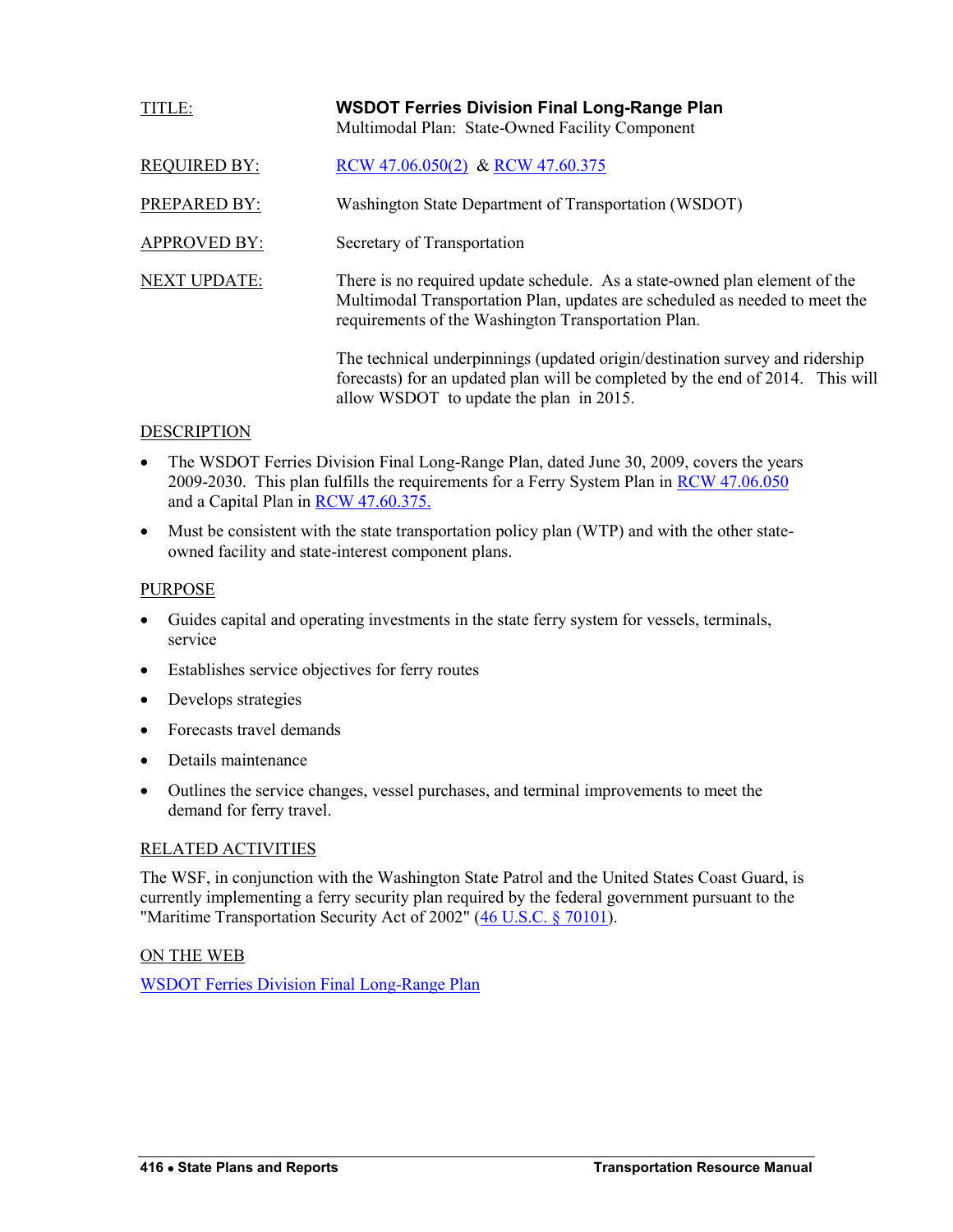TITLE: **WSDOT Ferries Division Final Long-Range Plan**
Multimodal Plan: State-Owned Facility Component

REQUIRED BY: RCW 47.06.050(2) & RCW 47.60.375

PREPARED BY: Washington State Department of Transportation (WSDOT)

APPROVED BY: Secretary of Transportation

NEXT UPDATE: There is no required update schedule. As a state-owned plan element of the Multimodal Transportation Plan, updates are scheduled as needed to meet the requirements of the Washington Transportation Plan.

The technical underpinnings (updated origin/destination survey and ridership forecasts) for an updated plan will be completed by the end of 2014. This will allow WSDOT to update the plan in 2015.

DESCRIPTION

- The WSDOT Ferries Division Final Long-Range Plan, dated June 30, 2009, covers the years 2009-2030. This plan fulfills the requirements for a Ferry System Plan in RCW 47.06.050 and a Capital Plan in RCW 47.60.375.
- Must be consistent with the state transportation policy plan (WTP) and with the other state-owned facility and state-interest component plans.

PURPOSE

- Guides capital and operating investments in the state ferry system for vessels, terminals, service
- Establishes service objectives for ferry routes
- Develops strategies
- Forecasts travel demands
- Details maintenance
- Outlines the service changes, vessel purchases, and terminal improvements to meet the demand for ferry travel.

RELATED ACTIVITIES

The WSF, in conjunction with the Washington State Patrol and the United States Coast Guard, is currently implementing a ferry security plan required by the federal government pursuant to the "Maritime Transportation Security Act of 2002" (46 U.S.C. § 70101).

ON THE WEB

WSDOT Ferries Division Final Long-Range Plan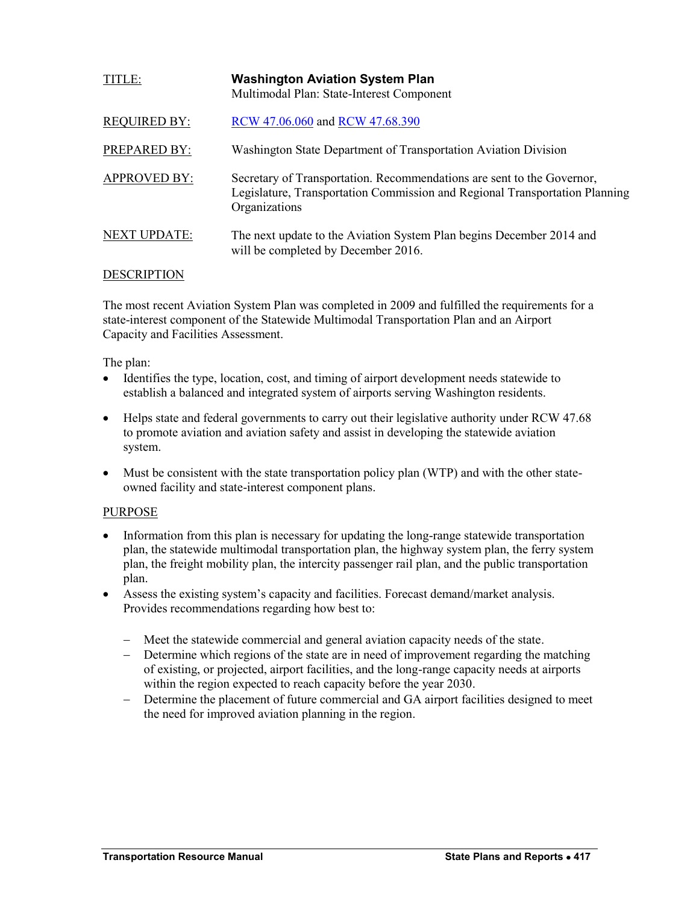TITLE: **Washington Aviation System Plan**
Multimodal Plan: State-Interest Component

REQUIRED BY: [RCW 47.06.060](RCW 47.06.060) and [RCW 47.68.390](RCW 47.68.390)

PREPARED BY: Washington State Department of Transportation Aviation Division

APPROVED BY: Secretary of Transportation. Recommendations are sent to the Governor, Legislature, Transportation Commission and Regional Transportation Planning Organizations

NEXT UPDATE: The next update to the Aviation System Plan begins December 2014 and will be completed by December 2016.

DESCRIPTION

The most recent Aviation System Plan was completed in 2009 and fulfilled the requirements for a state-interest component of the Statewide Multimodal Transportation Plan and an Airport Capacity and Facilities Assessment.

The plan:

- Identifies the type, location, cost, and timing of airport development needs statewide to establish a balanced and integrated system of airports serving Washington residents.
- Helps state and federal governments to carry out their legislative authority under RCW 47.68 to promote aviation and aviation safety and assist in developing the statewide aviation system.
- Must be consistent with the state transportation policy plan (WTP) and with the other state-owned facility and state-interest component plans.

PURPOSE

- Information from this plan is necessary for updating the long-range statewide transportation plan, the statewide multimodal transportation plan, the highway system plan, the ferry system plan, the freight mobility plan, the intercity passenger rail plan, and the public transportation plan.
- Assess the existing system's capacity and facilities. Forecast demand/market analysis. Provides recommendations regarding how best to:
  - Meet the statewide commercial and general aviation capacity needs of the state.
  - Determine which regions of the state are in need of improvement regarding the matching of existing, or projected, airport facilities, and the long-range capacity needs at airports within the region expected to reach capacity before the year 2030.
  - Determine the placement of future commercial and GA airport facilities designed to meet the need for improved aviation planning in the region.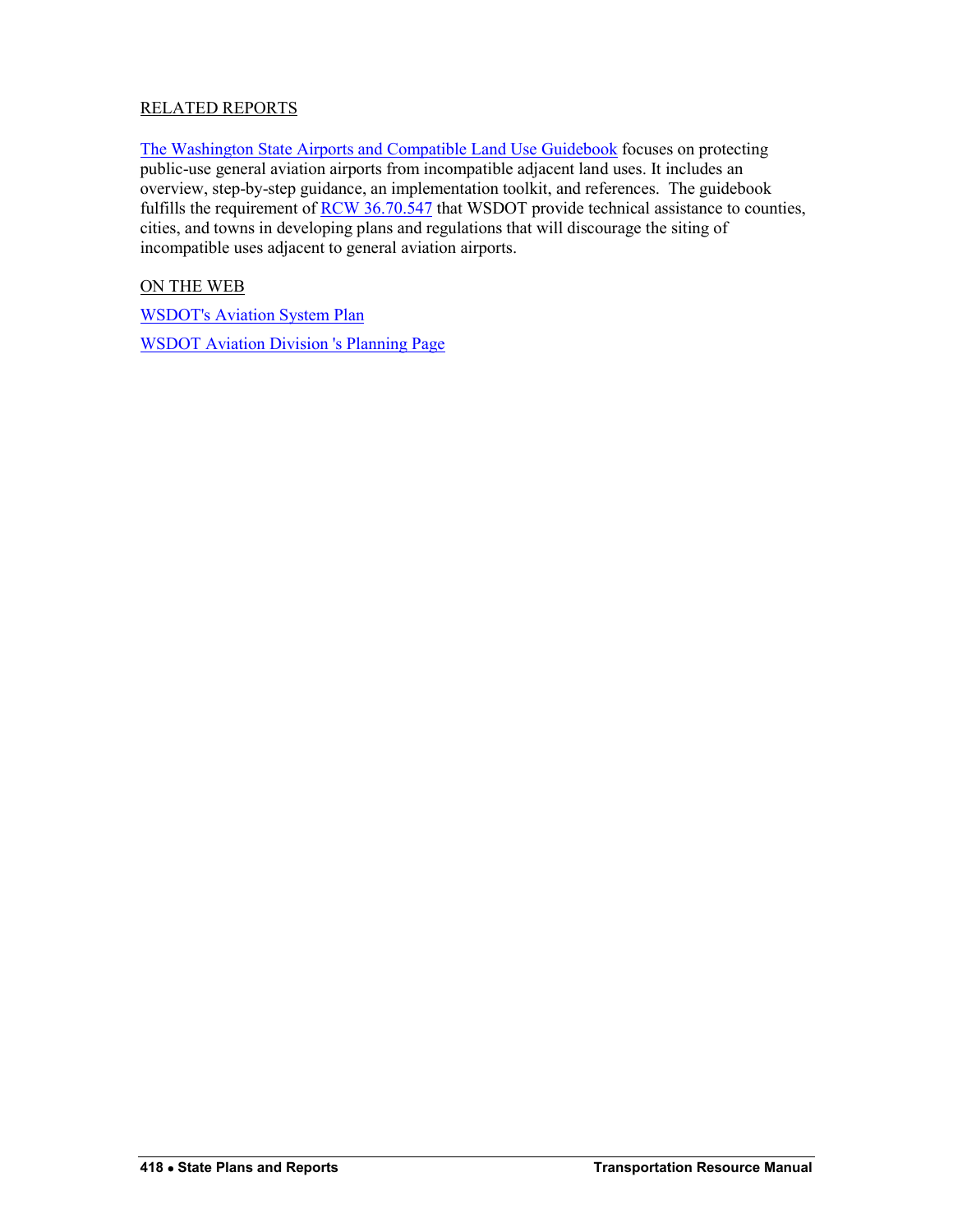RELATED REPORTS

The Washington State Airports and Compatible Land Use Guidebook focuses on protecting public-use general aviation airports from incompatible adjacent land uses. It includes an overview, step-by-step guidance, an implementation toolkit, and references. The guidebook fulfills the requirement of RCW 36.70.547 that WSDOT provide technical assistance to counties, cities, and towns in developing plans and regulations that will discourage the siting of incompatible uses adjacent to general aviation airports.

ON THE WEB

WSDOT's Aviation System Plan

WSDOT Aviation Division 's Planning Page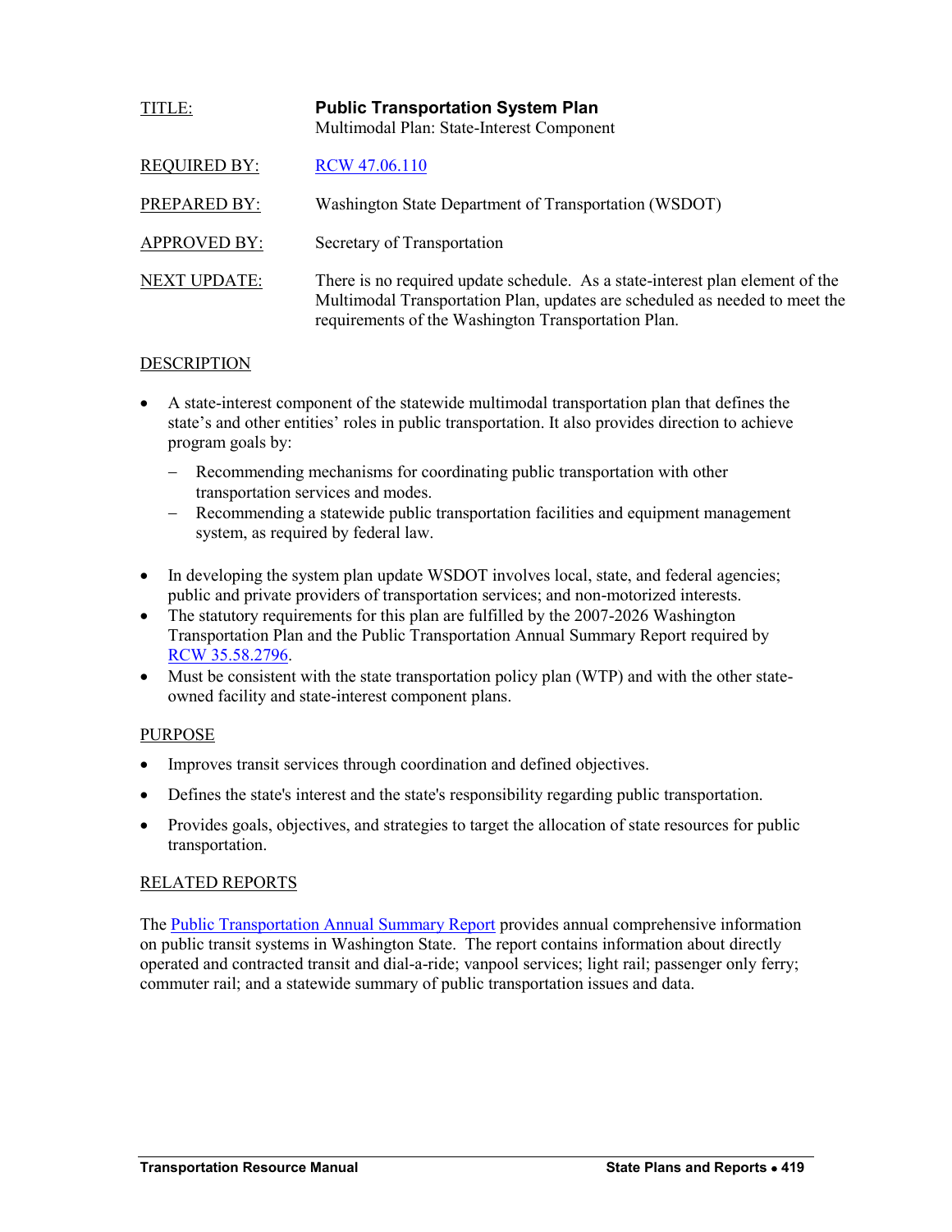| | |
|---|---|
| TITLE: | **Public Transportation System Plan**<br>Multimodal Plan: State-Interest Component |
| REQUIRED BY: | RCW 47.06.110 |
| PREPARED BY: | Washington State Department of Transportation (WSDOT) |
| APPROVED BY: | Secretary of Transportation |
| NEXT UPDATE: | There is no required update schedule. As a state-interest plan element of the Multimodal Transportation Plan, updates are scheduled as needed to meet the requirements of the Washington Transportation Plan. |

## DESCRIPTION

- A state-interest component of the statewide multimodal transportation plan that defines the state's and other entities' roles in public transportation. It also provides direction to achieve program goals by:
  - Recommending mechanisms for coordinating public transportation with other transportation services and modes.
  - Recommending a statewide public transportation facilities and equipment management system, as required by federal law.
- In developing the system plan update WSDOT involves local, state, and federal agencies; public and private providers of transportation services; and non-motorized interests.
- The statutory requirements for this plan are fulfilled by the 2007-2026 Washington Transportation Plan and the Public Transportation Annual Summary Report required by RCW 35.58.2796.
- Must be consistent with the state transportation policy plan (WTP) and with the other state-owned facility and state-interest component plans.

## PURPOSE

- Improves transit services through coordination and defined objectives.
- Defines the state's interest and the state's responsibility regarding public transportation.
- Provides goals, objectives, and strategies to target the allocation of state resources for public transportation.

## RELATED REPORTS

The Public Transportation Annual Summary Report provides annual comprehensive information on public transit systems in Washington State. The report contains information about directly operated and contracted transit and dial-a-ride; vanpool services; light rail; passenger only ferry; commuter rail; and a statewide summary of public transportation issues and data.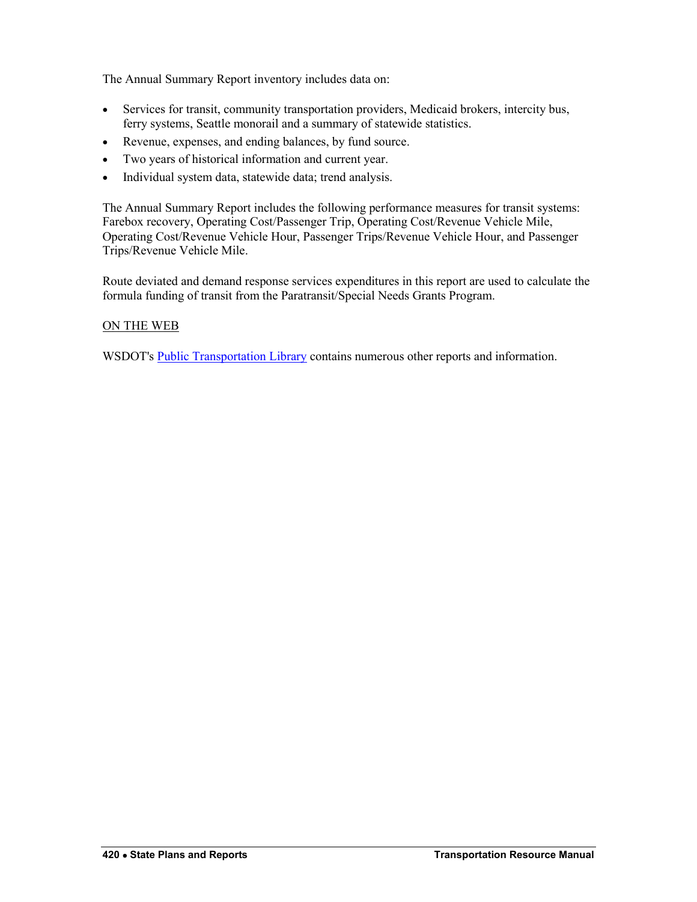The Annual Summary Report inventory includes data on:

- Services for transit, community transportation providers, Medicaid brokers, intercity bus, ferry systems, Seattle monorail and a summary of statewide statistics.
- Revenue, expenses, and ending balances, by fund source.
- Two years of historical information and current year.
- Individual system data, statewide data; trend analysis.

The Annual Summary Report includes the following performance measures for transit systems: Farebox recovery, Operating Cost/Passenger Trip, Operating Cost/Revenue Vehicle Mile, Operating Cost/Revenue Vehicle Hour, Passenger Trips/Revenue Vehicle Hour, and Passenger Trips/Revenue Vehicle Mile.

Route deviated and demand response services expenditures in this report are used to calculate the formula funding of transit from the Paratransit/Special Needs Grants Program.

ON THE WEB

WSDOT's Public Transportation Library contains numerous other reports and information.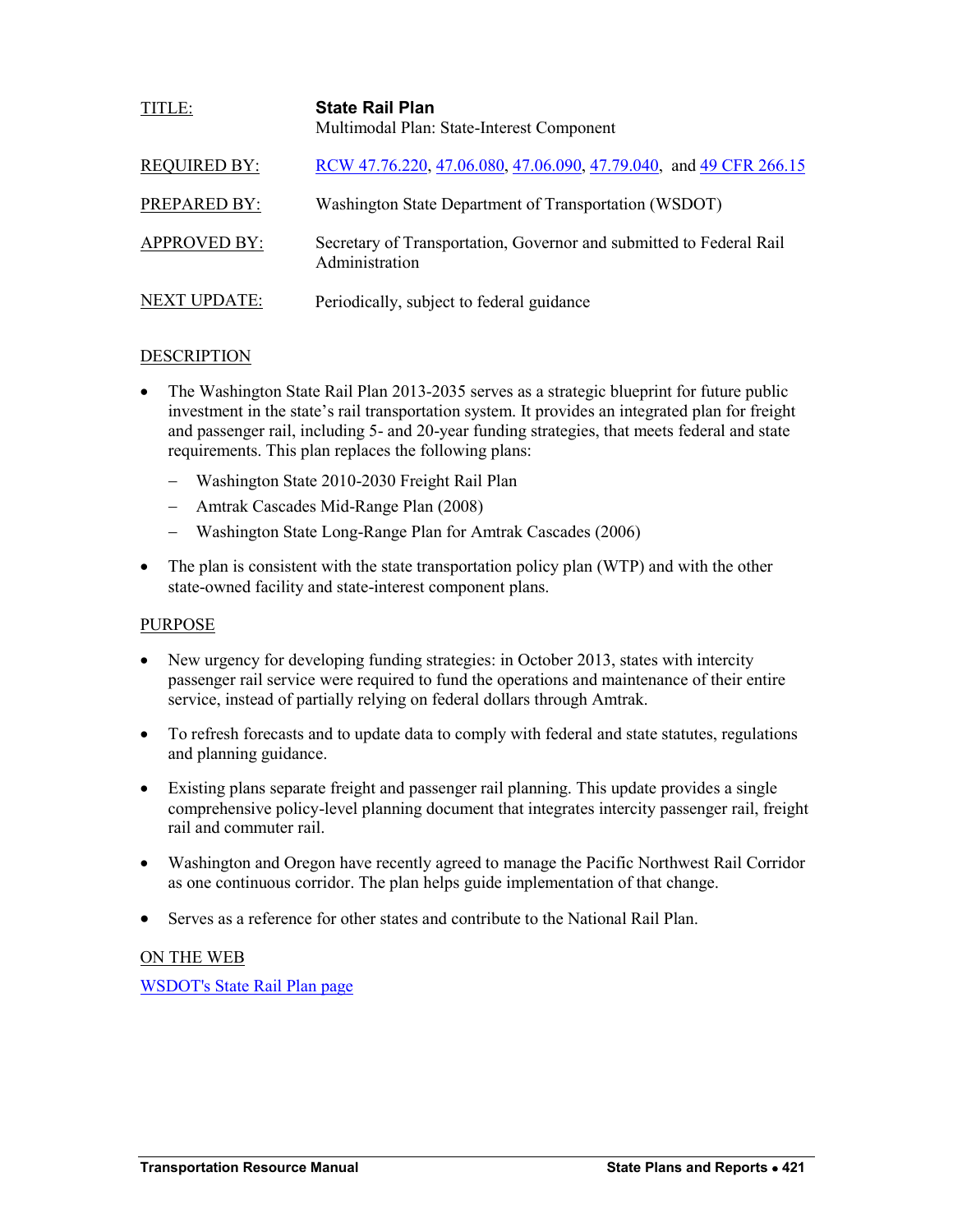TITLE: **State Rail Plan**
Multimodal Plan: State-Interest Component

REQUIRED BY: RCW 47.76.220, 47.06.080, 47.06.090, 47.79.040, and 49 CFR 266.15

PREPARED BY: Washington State Department of Transportation (WSDOT)

APPROVED BY: Secretary of Transportation, Governor and submitted to Federal Rail Administration

NEXT UPDATE: Periodically, subject to federal guidance

DESCRIPTION

- The Washington State Rail Plan 2013-2035 serves as a strategic blueprint for future public investment in the state's rail transportation system. It provides an integrated plan for freight and passenger rail, including 5- and 20-year funding strategies, that meets federal and state requirements. This plan replaces the following plans:
  - Washington State 2010-2030 Freight Rail Plan
  - Amtrak Cascades Mid-Range Plan (2008)
  - Washington State Long-Range Plan for Amtrak Cascades (2006)
- The plan is consistent with the state transportation policy plan (WTP) and with the other state-owned facility and state-interest component plans.

PURPOSE

- New urgency for developing funding strategies: in October 2013, states with intercity passenger rail service were required to fund the operations and maintenance of their entire service, instead of partially relying on federal dollars through Amtrak.
- To refresh forecasts and to update data to comply with federal and state statutes, regulations and planning guidance.
- Existing plans separate freight and passenger rail planning. This update provides a single comprehensive policy-level planning document that integrates intercity passenger rail, freight rail and commuter rail.
- Washington and Oregon have recently agreed to manage the Pacific Northwest Rail Corridor as one continuous corridor. The plan helps guide implementation of that change.
- Serves as a reference for other states and contribute to the National Rail Plan.

ON THE WEB

WSDOT's State Rail Plan page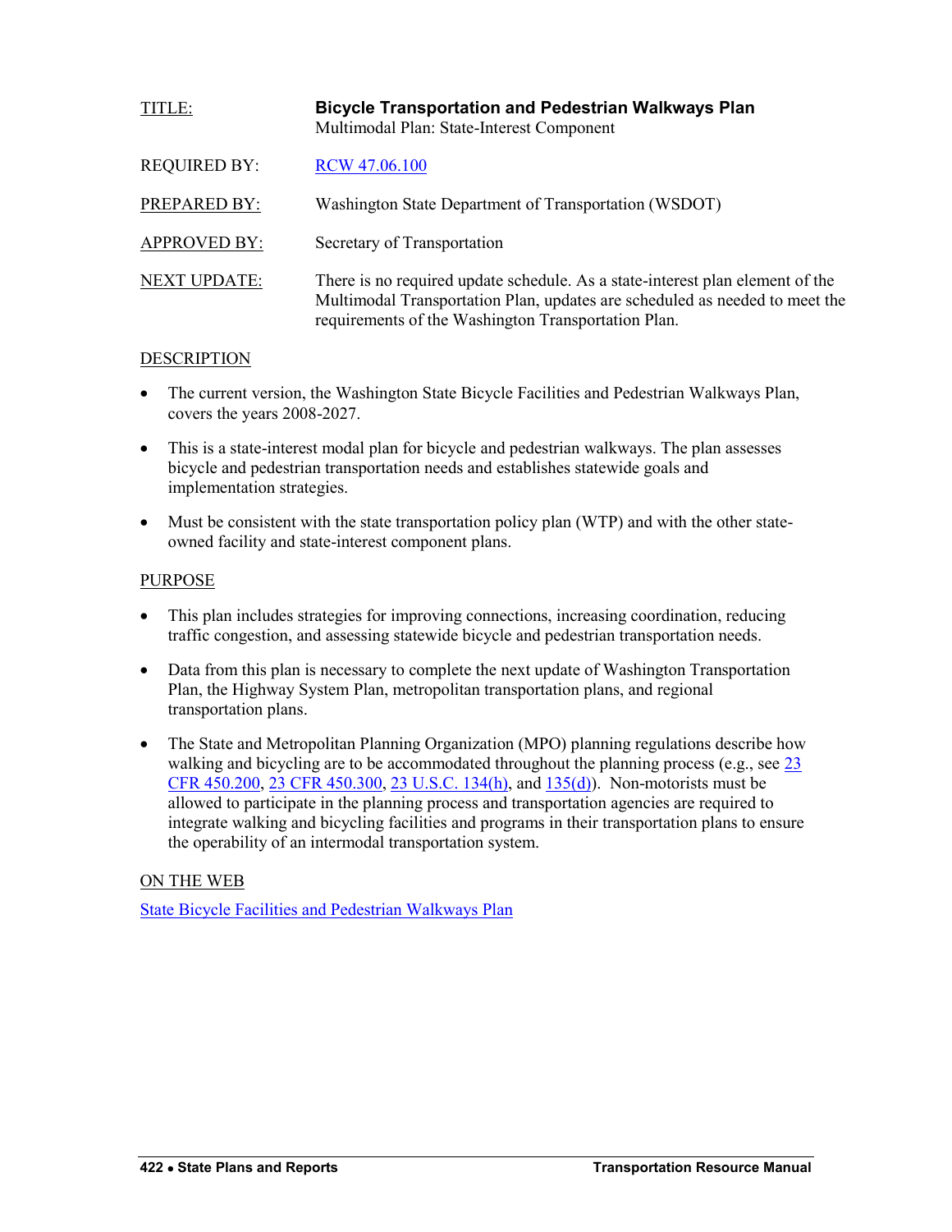TITLE: **Bicycle Transportation and Pedestrian Walkways Plan**
Multimodal Plan: State-Interest Component

REQUIRED BY: RCW 47.06.100

PREPARED BY: Washington State Department of Transportation (WSDOT)

APPROVED BY: Secretary of Transportation

NEXT UPDATE: There is no required update schedule. As a state-interest plan element of the Multimodal Transportation Plan, updates are scheduled as needed to meet the requirements of the Washington Transportation Plan.

## DESCRIPTION

- The current version, the Washington State Bicycle Facilities and Pedestrian Walkways Plan, covers the years 2008-2027.
- This is a state-interest modal plan for bicycle and pedestrian walkways. The plan assesses bicycle and pedestrian transportation needs and establishes statewide goals and implementation strategies.
- Must be consistent with the state transportation policy plan (WTP) and with the other state-owned facility and state-interest component plans.

## PURPOSE

- This plan includes strategies for improving connections, increasing coordination, reducing traffic congestion, and assessing statewide bicycle and pedestrian transportation needs.
- Data from this plan is necessary to complete the next update of Washington Transportation Plan, the Highway System Plan, metropolitan transportation plans, and regional transportation plans.
- The State and Metropolitan Planning Organization (MPO) planning regulations describe how walking and bicycling are to be accommodated throughout the planning process (e.g., see 23 CFR 450.200, 23 CFR 450.300, 23 U.S.C. 134(h), and 135(d)). Non-motorists must be allowed to participate in the planning process and transportation agencies are required to integrate walking and bicycling facilities and programs in their transportation plans to ensure the operability of an intermodal transportation system.

## ON THE WEB

State Bicycle Facilities and Pedestrian Walkways Plan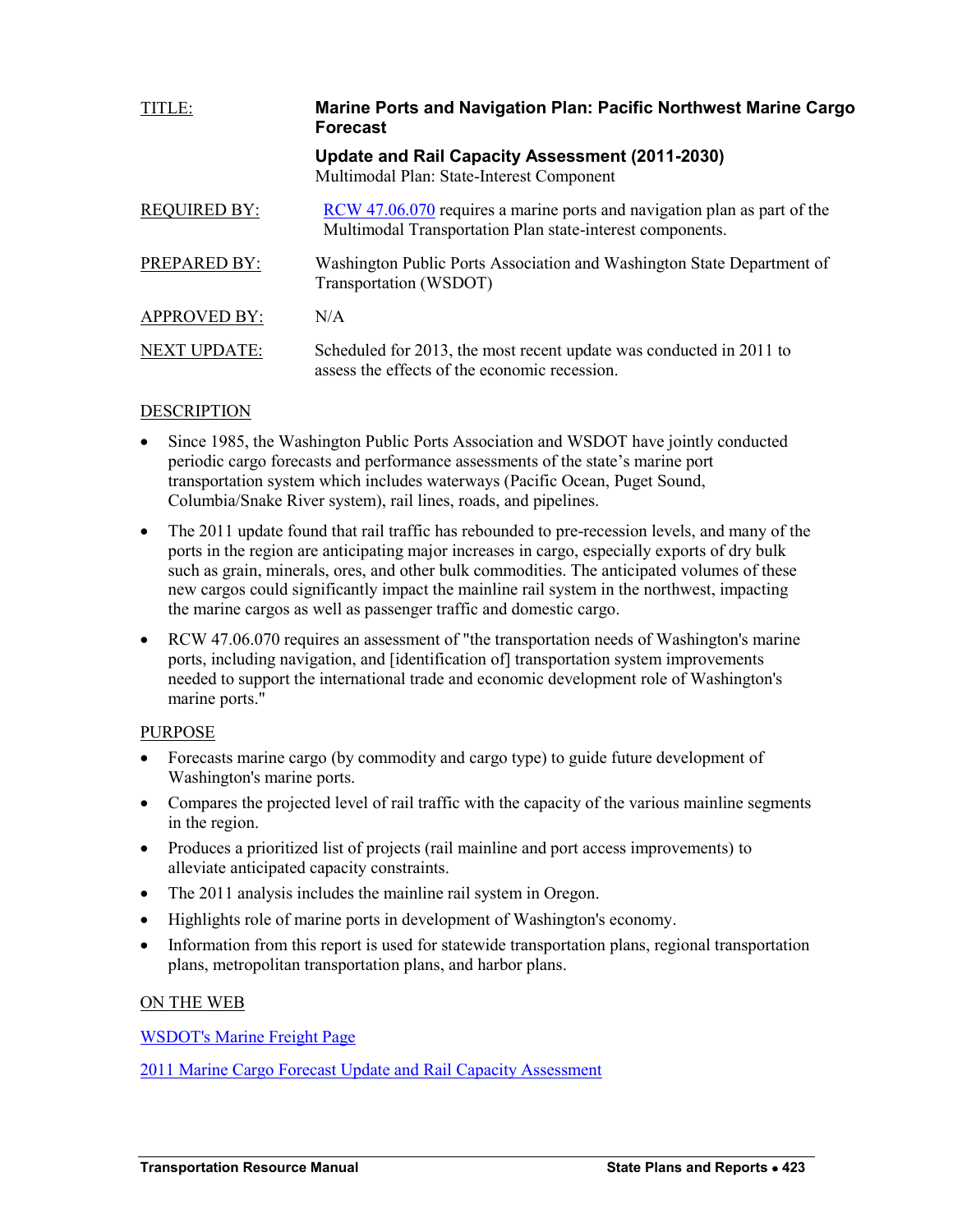TITLE: **Marine Ports and Navigation Plan: Pacific Northwest Marine Cargo Forecast**

**Update and Rail Capacity Assessment (2011-2030)**
Multimodal Plan: State-Interest Component

REQUIRED BY: RCW 47.06.070 requires a marine ports and navigation plan as part of the Multimodal Transportation Plan state-interest components.

PREPARED BY: Washington Public Ports Association and Washington State Department of Transportation (WSDOT)

APPROVED BY: N/A

NEXT UPDATE: Scheduled for 2013, the most recent update was conducted in 2011 to assess the effects of the economic recession.

DESCRIPTION

- Since 1985, the Washington Public Ports Association and WSDOT have jointly conducted periodic cargo forecasts and performance assessments of the state's marine port transportation system which includes waterways (Pacific Ocean, Puget Sound, Columbia/Snake River system), rail lines, roads, and pipelines.
- The 2011 update found that rail traffic has rebounded to pre-recession levels, and many of the ports in the region are anticipating major increases in cargo, especially exports of dry bulk such as grain, minerals, ores, and other bulk commodities. The anticipated volumes of these new cargos could significantly impact the mainline rail system in the northwest, impacting the marine cargos as well as passenger traffic and domestic cargo.
- RCW 47.06.070 requires an assessment of "the transportation needs of Washington's marine ports, including navigation, and [identification of] transportation system improvements needed to support the international trade and economic development role of Washington's marine ports."

PURPOSE

- Forecasts marine cargo (by commodity and cargo type) to guide future development of Washington's marine ports.
- Compares the projected level of rail traffic with the capacity of the various mainline segments in the region.
- Produces a prioritized list of projects (rail mainline and port access improvements) to alleviate anticipated capacity constraints.
- The 2011 analysis includes the mainline rail system in Oregon.
- Highlights role of marine ports in development of Washington's economy.
- Information from this report is used for statewide transportation plans, regional transportation plans, metropolitan transportation plans, and harbor plans.

ON THE WEB

WSDOT's Marine Freight Page

2011 Marine Cargo Forecast Update and Rail Capacity Assessment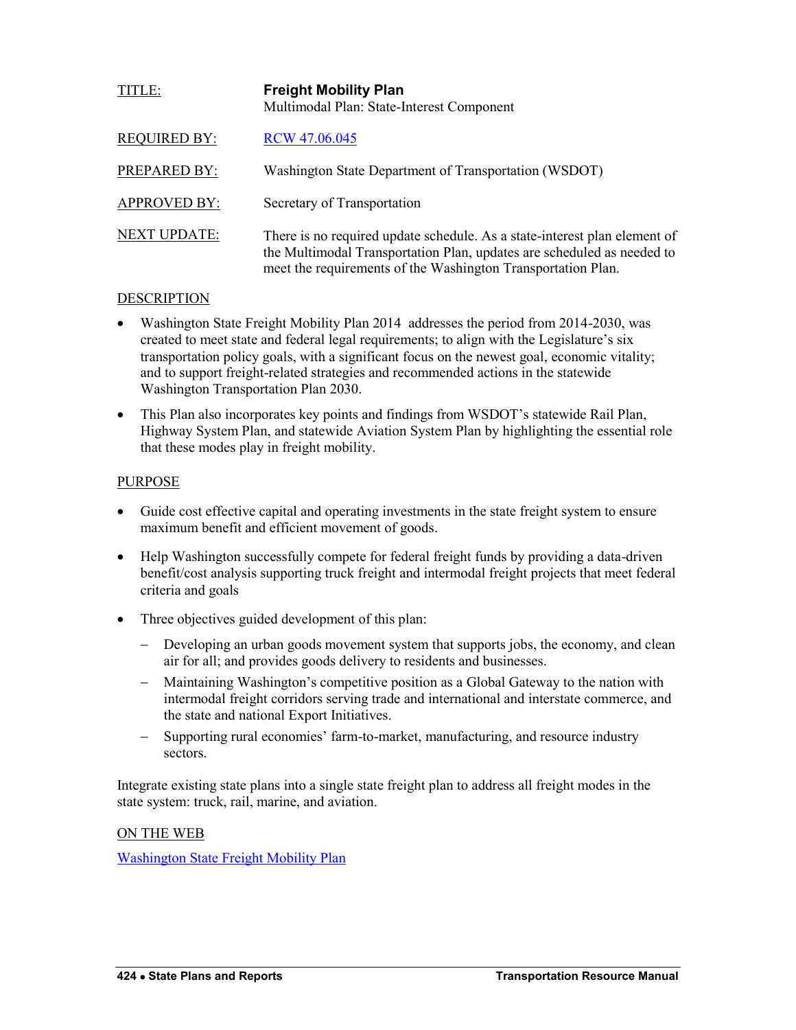| | |
|---|---|
| TITLE: | **Freight Mobility Plan**<br>Multimodal Plan: State-Interest Component |
| REQUIRED BY: | [RCW 47.06.045]() |
| PREPARED BY: | Washington State Department of Transportation (WSDOT) |
| APPROVED BY: | Secretary of Transportation |
| NEXT UPDATE: | There is no required update schedule. As a state-interest plan element of the Multimodal Transportation Plan, updates are scheduled as needed to meet the requirements of the Washington Transportation Plan. |

DESCRIPTION

- Washington State Freight Mobility Plan 2014 addresses the period from 2014-2030, was created to meet state and federal legal requirements; to align with the Legislature's six transportation policy goals, with a significant focus on the newest goal, economic vitality; and to support freight-related strategies and recommended actions in the statewide Washington Transportation Plan 2030.
- This Plan also incorporates key points and findings from WSDOT's statewide Rail Plan, Highway System Plan, and statewide Aviation System Plan by highlighting the essential role that these modes play in freight mobility.

PURPOSE

- Guide cost effective capital and operating investments in the state freight system to ensure maximum benefit and efficient movement of goods.
- Help Washington successfully compete for federal freight funds by providing a data-driven benefit/cost analysis supporting truck freight and intermodal freight projects that meet federal criteria and goals
- Three objectives guided development of this plan:
  - Developing an urban goods movement system that supports jobs, the economy, and clean air for all; and provides goods delivery to residents and businesses.
  - Maintaining Washington's competitive position as a Global Gateway to the nation with intermodal freight corridors serving trade and international and interstate commerce, and the state and national Export Initiatives.
  - Supporting rural economies' farm-to-market, manufacturing, and resource industry sectors.

Integrate existing state plans into a single state freight plan to address all freight modes in the state system: truck, rail, marine, and aviation.

ON THE WEB

[Washington State Freight Mobility Plan]()